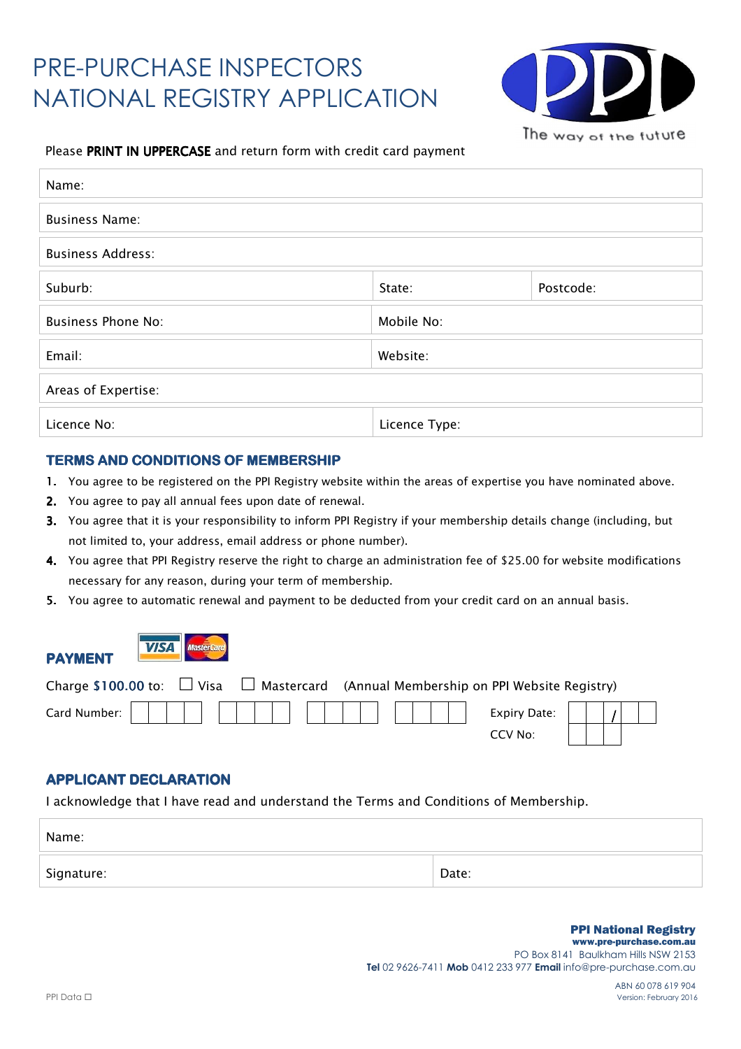# PRE-PURCHASE INSPECTORS NATIONAL REGISTRY APPLICATION

The way of the future

Please **PRINT IN UPPERCASE** and return form with credit card payment

| Name: | | |
|---|---|---|
| Business Name: | | |
| Business Address: | | |
| Suburb: | State: | Postcode: |
| Business Phone No: | Mobile No: | |
| Email: | Website: | |
| Areas of Expertise: | | |
| Licence No: | Licence Type: | |

## TERMS AND CONDITIONS OF MEMBERSHIP

1. You agree to be registered on the PPI Registry website within the areas of expertise you have nominated above.
2. You agree to pay all annual fees upon date of renewal.
3. You agree that it is your responsibility to inform PPI Registry if your membership details change (including, but not limited to, your address, email address or phone number).
4. You agree that PPI Registry reserve the right to charge an administration fee of $25.00 for website modifications necessary for any reason, during your term of membership.
5. You agree to automatic renewal and payment to be deducted from your credit card on an annual basis.

## PAYMENT

VISA MasterCard

Charge **$100.00** to: ☐ Visa ☐ Mastercard (Annual Membership on PPI Website Registry)

Card Number: ☐☐☐☐ ☐☐☐☐ ☐☐☐☐ ☐☐☐☐ Expiry Date: ☐☐ / ☐☐

CCV No: ☐☐☐

## APPLICANT DECLARATION

I acknowledge that I have read and understand the Terms and Conditions of Membership.

| Name: | |
|---|---|
| Signature: | Date: |

**PPI National Registry**
**www.pre-purchase.com.au**
PO Box 8141 Baulkham Hills NSW 2153
**Tel** 02 9626-7411 **Mob** 0412 233 977 **Email** info@pre-purchase.com.au

ABN 60 078 619 904
Version: February 2016

PPI Data ☐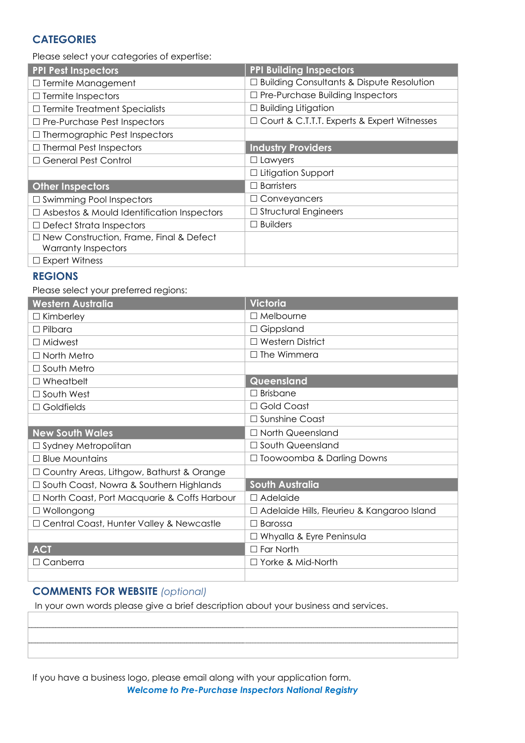## CATEGORIES

Please select your categories of expertise:

| PPI Pest Inspectors | PPI Building Inspectors |
|---|---|
| ☐ Termite Management | ☐ Building Consultants & Dispute Resolution |
| ☐ Termite Inspectors | ☐ Pre-Purchase Building Inspectors |
| ☐ Termite Treatment Specialists | ☐ Building Litigation |
| ☐ Pre-Purchase Pest Inspectors | ☐ Court & C.T.T.T. Experts & Expert Witnesses |
| ☐ Thermographic Pest Inspectors | |
| ☐ Thermal Pest Inspectors | **Industry Providers** |
| ☐ General Pest Control | ☐ Lawyers |
| | ☐ Litigation Support |
| **Other Inspectors** | ☐ Barristers |
| ☐ Swimming Pool Inspectors | ☐ Conveyancers |
| ☐ Asbestos & Mould Identification Inspectors | ☐ Structural Engineers |
| ☐ Defect Strata Inspectors | ☐ Builders |
| ☐ New Construction, Frame, Final & Defect Warranty Inspectors | |
| ☐ Expert Witness | |

## REGIONS

Please select your preferred regions:

| Western Australia | Victoria |
|---|---|
| ☐ Kimberley | ☐ Melbourne |
| ☐ Pilbara | ☐ Gippsland |
| ☐ Midwest | ☐ Western District |
| ☐ North Metro | ☐ The Wimmera |
| ☐ South Metro | |
| ☐ Wheatbelt | **Queensland** |
| ☐ South West | ☐ Brisbane |
| ☐ Goldfields | ☐ Gold Coast |
| | ☐ Sunshine Coast |
| **New South Wales** | ☐ North Queensland |
| ☐ Sydney Metropolitan | ☐ South Queensland |
| ☐ Blue Mountains | ☐ Toowoomba & Darling Downs |
| ☐ Country Areas, Lithgow, Bathurst & Orange | |
| ☐ South Coast, Nowra & Southern Highlands | **South Australia** |
| ☐ North Coast, Port Macquarie & Coffs Harbour | ☐ Adelaide |
| ☐ Wollongong | ☐ Adelaide Hills, Fleurieu & Kangaroo Island |
| ☐ Central Coast, Hunter Valley & Newcastle | ☐ Barossa |
| | ☐ Whyalla & Eyre Peninsula |
| **ACT** | ☐ Far North |
| ☐ Canberra | ☐ Yorke & Mid-North |
| | |

## COMMENTS FOR WEBSITE *(optional)*

In your own words please give a brief description about your business and services.

| |
|---|
| |
| |
| |

If you have a business logo, please email along with your application form.

***Welcome to Pre-Purchase Inspectors National Registry***